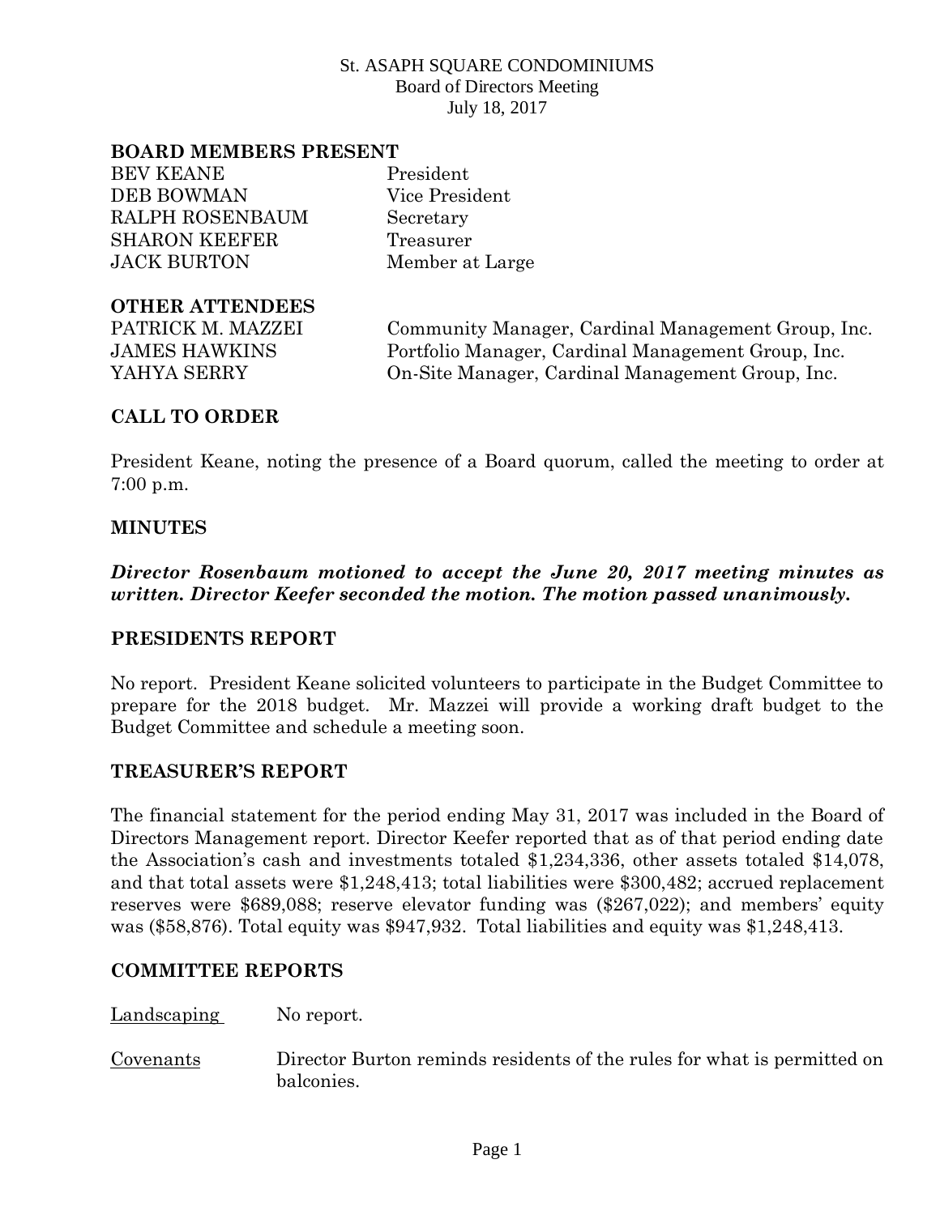St. ASAPH SQUARE CONDOMINIUMS
Board of Directors Meeting
July 18, 2017

**BOARD MEMBERS PRESENT**

| | |
|---|---|
| BEV KEANE | President |
| DEB BOWMAN | Vice President |
| RALPH ROSENBAUM | Secretary |
| SHARON KEEFER | Treasurer |
| JACK BURTON | Member at Large |

**OTHER ATTENDEES**

| | |
|---|---|
| PATRICK M. MAZZEI | Community Manager, Cardinal Management Group, Inc. |
| JAMES HAWKINS | Portfolio Manager, Cardinal Management Group, Inc. |
| YAHYA SERRY | On-Site Manager, Cardinal Management Group, Inc. |

## CALL TO ORDER

President Keane, noting the presence of a Board quorum, called the meeting to order at 7:00 p.m.

## MINUTES

***Director Rosenbaum motioned to accept the June 20, 2017 meeting minutes as written. Director Keefer seconded the motion. The motion passed unanimously.***

## PRESIDENTS REPORT

No report. President Keane solicited volunteers to participate in the Budget Committee to prepare for the 2018 budget. Mr. Mazzei will provide a working draft budget to the Budget Committee and schedule a meeting soon.

## TREASURER'S REPORT

The financial statement for the period ending May 31, 2017 was included in the Board of Directors Management report. Director Keefer reported that as of that period ending date the Association's cash and investments totaled $1,234,336, other assets totaled $14,078, and that total assets were $1,248,413; total liabilities were $300,482; accrued replacement reserves were $689,088; reserve elevator funding was ($267,022); and members' equity was ($58,876). Total equity was $947,932. Total liabilities and equity was $1,248,413.

## COMMITTEE REPORTS

Landscaping — No report.

Covenants — Director Burton reminds residents of the rules for what is permitted on balconies.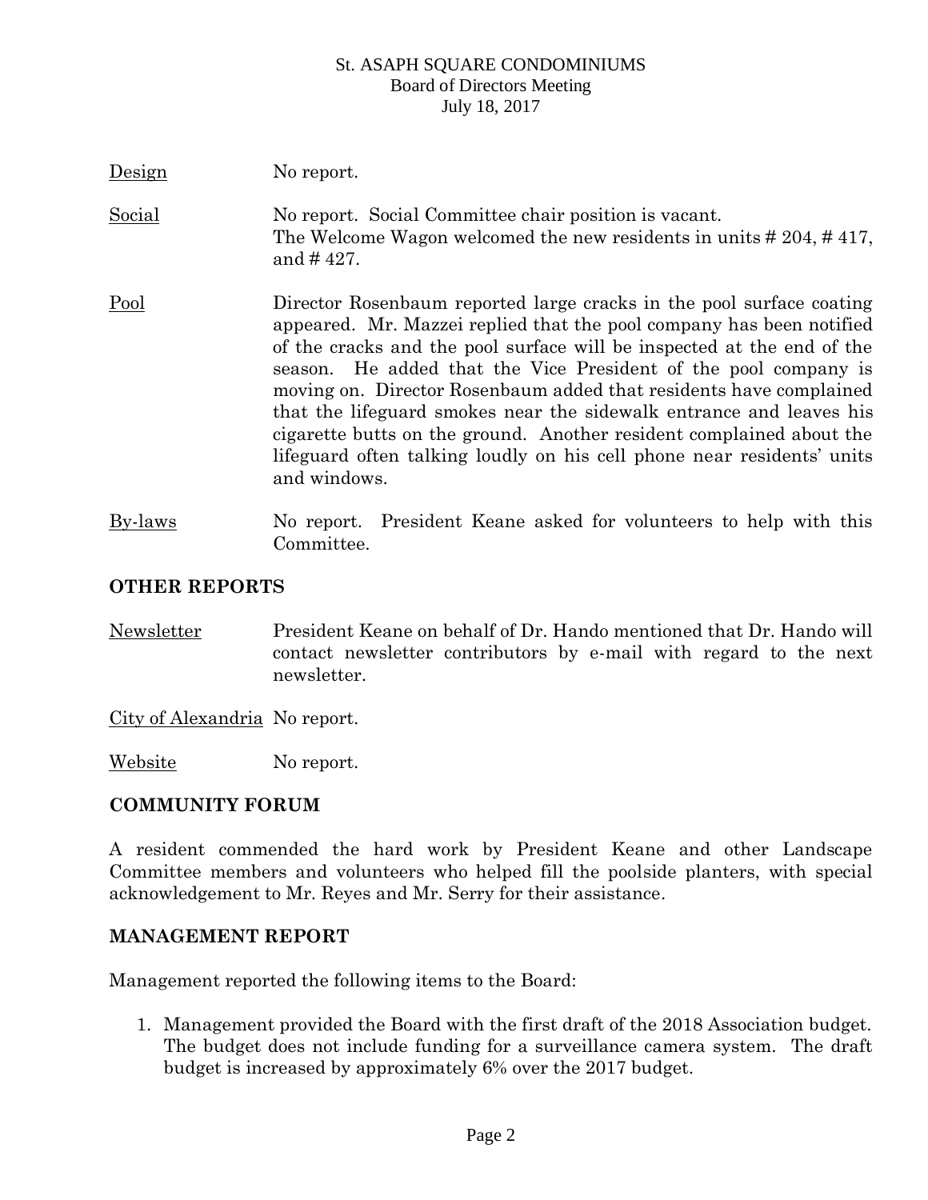Design No report.

Social No report. Social Committee chair position is vacant. The Welcome Wagon welcomed the new residents in units # 204, # 417, and # 427.

Pool Director Rosenbaum reported large cracks in the pool surface coating appeared. Mr. Mazzei replied that the pool company has been notified of the cracks and the pool surface will be inspected at the end of the season. He added that the Vice President of the pool company is moving on. Director Rosenbaum added that residents have complained that the lifeguard smokes near the sidewalk entrance and leaves his cigarette butts on the ground. Another resident complained about the lifeguard often talking loudly on his cell phone near residents' units and windows.

By-laws No report. President Keane asked for volunteers to help with this Committee.

## OTHER REPORTS

Newsletter President Keane on behalf of Dr. Hando mentioned that Dr. Hando will contact newsletter contributors by e-mail with regard to the next newsletter.

City of Alexandria No report.

Website No report.

## COMMUNITY FORUM

A resident commended the hard work by President Keane and other Landscape Committee members and volunteers who helped fill the poolside planters, with special acknowledgement to Mr. Reyes and Mr. Serry for their assistance.

## MANAGEMENT REPORT

Management reported the following items to the Board:

1. Management provided the Board with the first draft of the 2018 Association budget. The budget does not include funding for a surveillance camera system. The draft budget is increased by approximately 6% over the 2017 budget.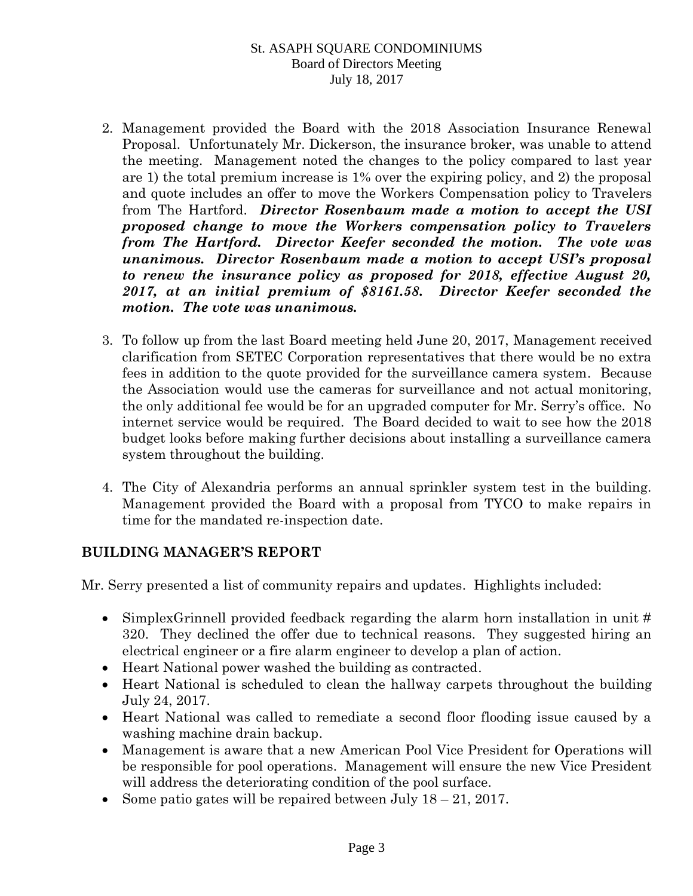2. Management provided the Board with the 2018 Association Insurance Renewal Proposal. Unfortunately Mr. Dickerson, the insurance broker, was unable to attend the meeting. Management noted the changes to the policy compared to last year are 1) the total premium increase is 1% over the expiring policy, and 2) the proposal and quote includes an offer to move the Workers Compensation policy to Travelers from The Hartford. ***Director Rosenbaum made a motion to accept the USI proposed change to move the Workers compensation policy to Travelers from The Hartford. Director Keefer seconded the motion. The vote was unanimous. Director Rosenbaum made a motion to accept USI's proposal to renew the insurance policy as proposed for 2018, effective August 20, 2017, at an initial premium of $8161.58. Director Keefer seconded the motion. The vote was unanimous.***

3. To follow up from the last Board meeting held June 20, 2017, Management received clarification from SETEC Corporation representatives that there would be no extra fees in addition to the quote provided for the surveillance camera system. Because the Association would use the cameras for surveillance and not actual monitoring, the only additional fee would be for an upgraded computer for Mr. Serry's office. No internet service would be required. The Board decided to wait to see how the 2018 budget looks before making further decisions about installing a surveillance camera system throughout the building.

4. The City of Alexandria performs an annual sprinkler system test in the building. Management provided the Board with a proposal from TYCO to make repairs in time for the mandated re-inspection date.

## BUILDING MANAGER'S REPORT

Mr. Serry presented a list of community repairs and updates. Highlights included:

- SimplexGrinnell provided feedback regarding the alarm horn installation in unit # 320. They declined the offer due to technical reasons. They suggested hiring an electrical engineer or a fire alarm engineer to develop a plan of action.
- Heart National power washed the building as contracted.
- Heart National is scheduled to clean the hallway carpets throughout the building July 24, 2017.
- Heart National was called to remediate a second floor flooding issue caused by a washing machine drain backup.
- Management is aware that a new American Pool Vice President for Operations will be responsible for pool operations. Management will ensure the new Vice President will address the deteriorating condition of the pool surface.
- Some patio gates will be repaired between July 18 – 21, 2017.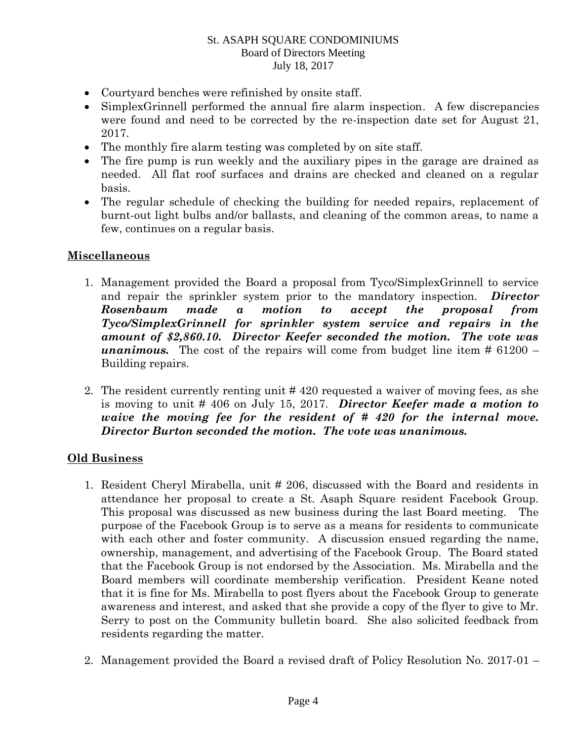- Courtyard benches were refinished by onsite staff.
- SimplexGrinnell performed the annual fire alarm inspection. A few discrepancies were found and need to be corrected by the re-inspection date set for August 21, 2017.
- The monthly fire alarm testing was completed by on site staff.
- The fire pump is run weekly and the auxiliary pipes in the garage are drained as needed. All flat roof surfaces and drains are checked and cleaned on a regular basis.
- The regular schedule of checking the building for needed repairs, replacement of burnt-out light bulbs and/or ballasts, and cleaning of the common areas, to name a few, continues on a regular basis.

## Miscellaneous

1. Management provided the Board a proposal from Tyco/SimplexGrinnell to service and repair the sprinkler system prior to the mandatory inspection. ***Director Rosenbaum made a motion to accept the proposal from Tyco/SimplexGrinnell for sprinkler system service and repairs in the amount of $2,860.10. Director Keefer seconded the motion. The vote was unanimous.*** The cost of the repairs will come from budget line item # 61200 – Building repairs.

2. The resident currently renting unit # 420 requested a waiver of moving fees, as she is moving to unit # 406 on July 15, 2017. ***Director Keefer made a motion to waive the moving fee for the resident of # 420 for the internal move. Director Burton seconded the motion. The vote was unanimous.***

## Old Business

1. Resident Cheryl Mirabella, unit # 206, discussed with the Board and residents in attendance her proposal to create a St. Asaph Square resident Facebook Group. This proposal was discussed as new business during the last Board meeting. The purpose of the Facebook Group is to serve as a means for residents to communicate with each other and foster community. A discussion ensued regarding the name, ownership, management, and advertising of the Facebook Group. The Board stated that the Facebook Group is not endorsed by the Association. Ms. Mirabella and the Board members will coordinate membership verification. President Keane noted that it is fine for Ms. Mirabella to post flyers about the Facebook Group to generate awareness and interest, and asked that she provide a copy of the flyer to give to Mr. Serry to post on the Community bulletin board. She also solicited feedback from residents regarding the matter.

2. Management provided the Board a revised draft of Policy Resolution No. 2017-01 –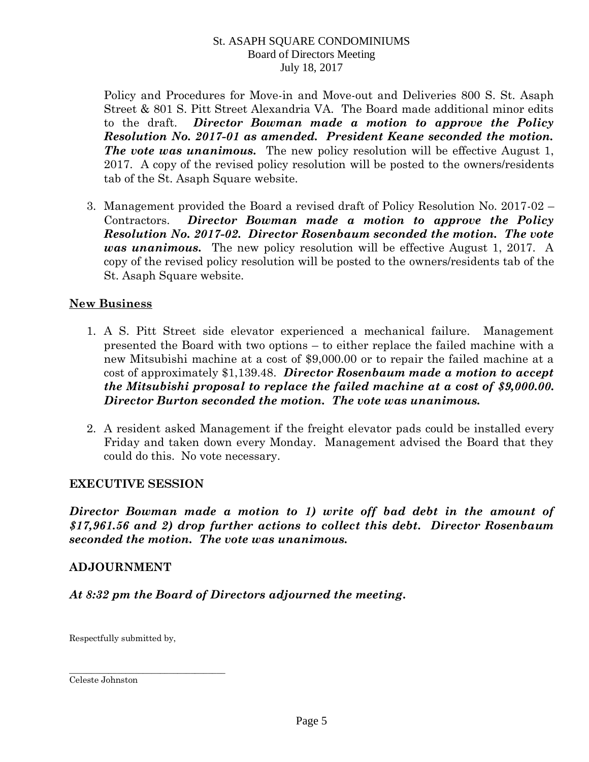Policy and Procedures for Move-in and Move-out and Deliveries 800 S. St. Asaph Street & 801 S. Pitt Street Alexandria VA. The Board made additional minor edits to the draft. ***Director Bowman made a motion to approve the Policy Resolution No. 2017-01 as amended. President Keane seconded the motion. The vote was unanimous.*** The new policy resolution will be effective August 1, 2017. A copy of the revised policy resolution will be posted to the owners/residents tab of the St. Asaph Square website.

3. Management provided the Board a revised draft of Policy Resolution No. 2017-02 – Contractors. ***Director Bowman made a motion to approve the Policy Resolution No. 2017-02. Director Rosenbaum seconded the motion. The vote was unanimous.*** The new policy resolution will be effective August 1, 2017. A copy of the revised policy resolution will be posted to the owners/residents tab of the St. Asaph Square website.

## New Business

1. A S. Pitt Street side elevator experienced a mechanical failure. Management presented the Board with two options – to either replace the failed machine with a new Mitsubishi machine at a cost of $9,000.00 or to repair the failed machine at a cost of approximately $1,139.48. ***Director Rosenbaum made a motion to accept the Mitsubishi proposal to replace the failed machine at a cost of $9,000.00. Director Burton seconded the motion. The vote was unanimous.***

2. A resident asked Management if the freight elevator pads could be installed every Friday and taken down every Monday. Management advised the Board that they could do this. No vote necessary.

## EXECUTIVE SESSION

***Director Bowman made a motion to 1) write off bad debt in the amount of $17,961.56 and 2) drop further actions to collect this debt. Director Rosenbaum seconded the motion. The vote was unanimous.***

## ADJOURNMENT

***At 8:32 pm the Board of Directors adjourned the meeting.***

Respectfully submitted by,

\_\_\_\_\_\_\_\_\_\_\_\_\_\_\_\_\_\_\_\_\_\_\_\_\_\_\_\_\_\_\_\_

Celeste Johnston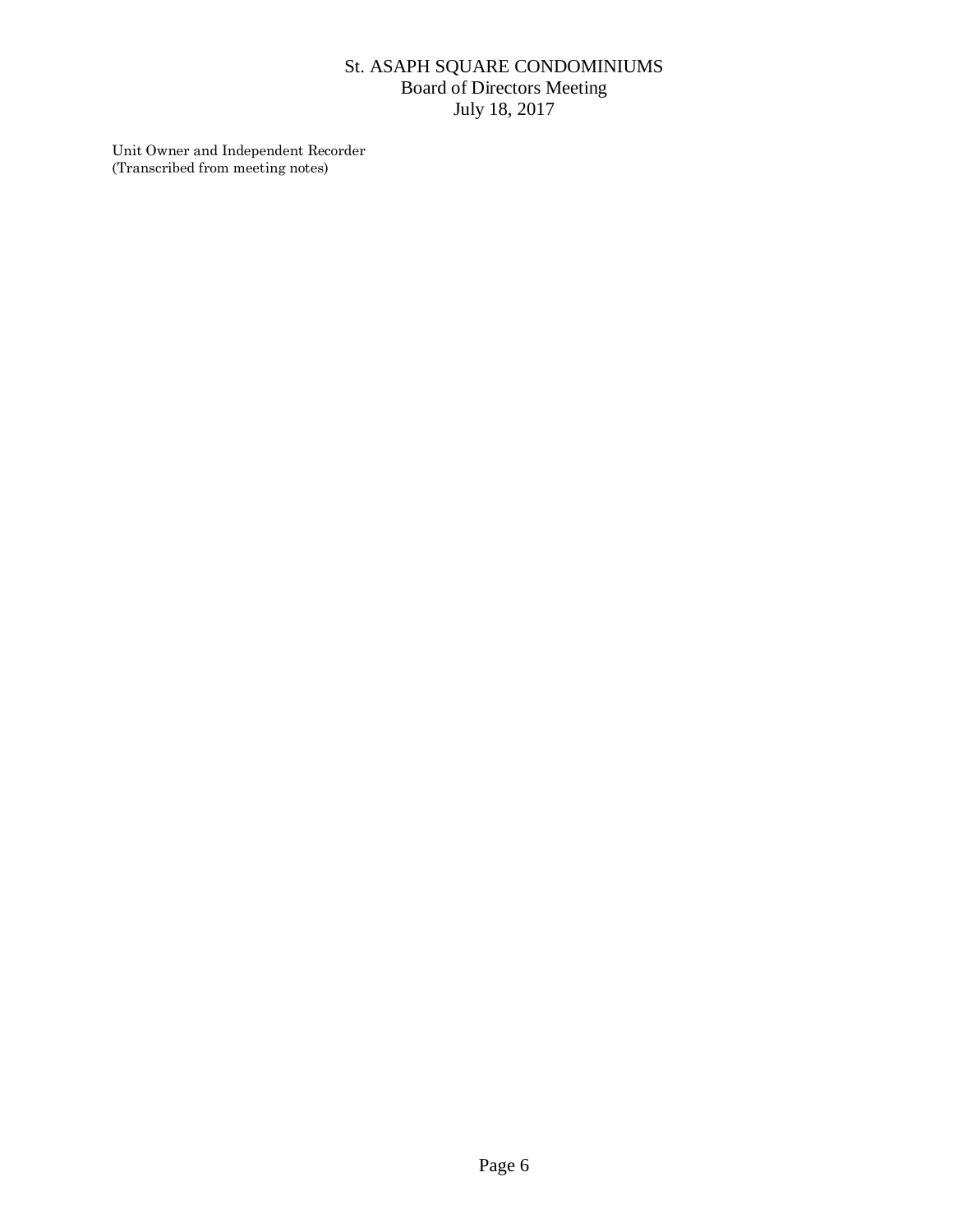Unit Owner and Independent Recorder
(Transcribed from meeting notes)